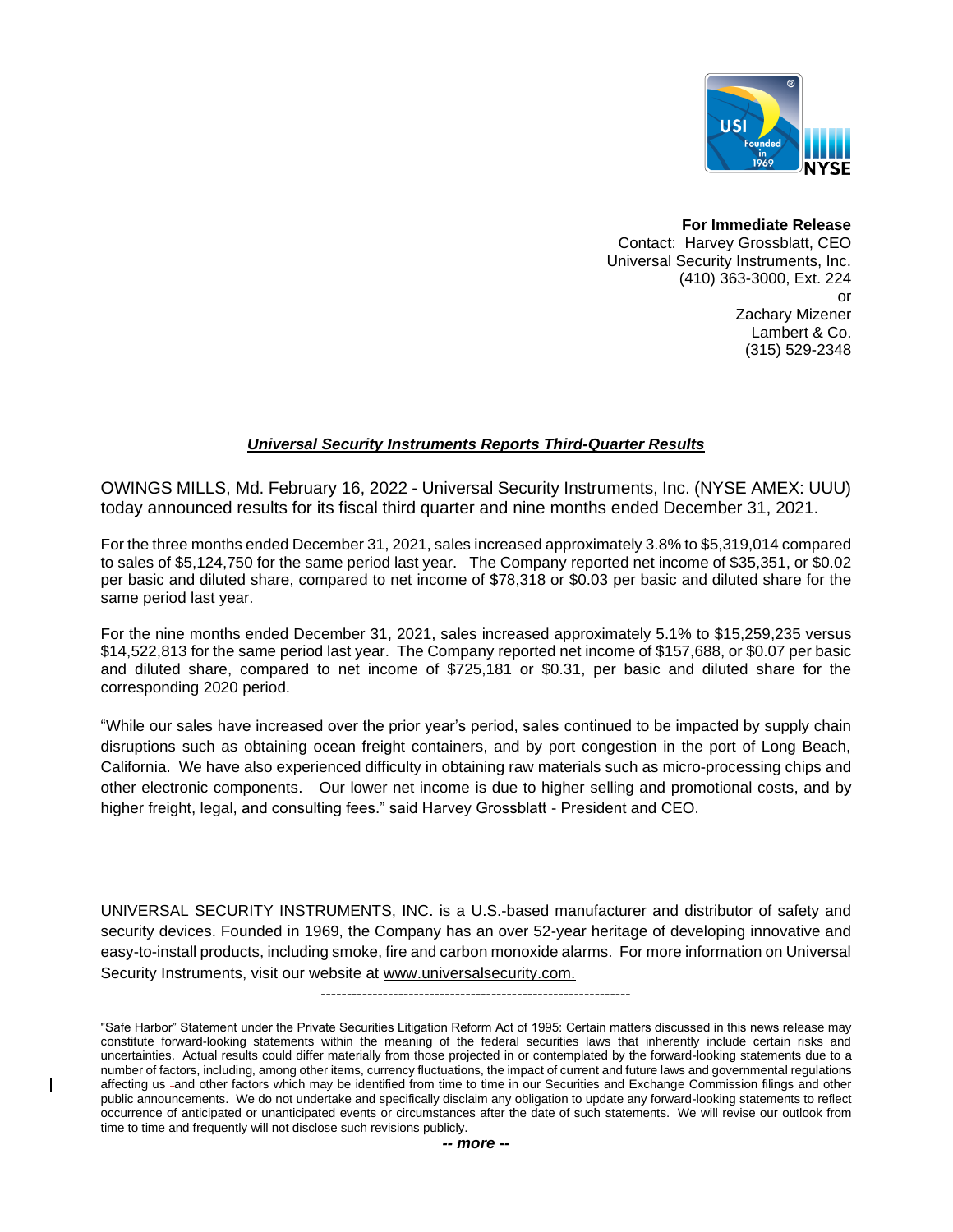**For Immediate Release**
Contact: Harvey Grossblatt, CEO
Universal Security Instruments, Inc.
(410) 363-3000, Ext. 224
or
Zachary Mizener
Lambert & Co.
(315) 529-2348

# ***Universal Security Instruments Reports Third-Quarter Results***

OWINGS MILLS, Md. February 16, 2022 - Universal Security Instruments, Inc. (NYSE AMEX: UUU) today announced results for its fiscal third quarter and nine months ended December 31, 2021.

For the three months ended December 31, 2021, sales increased approximately 3.8% to $5,319,014 compared to sales of $5,124,750 for the same period last year. The Company reported net income of $35,351, or $0.02 per basic and diluted share, compared to net income of $78,318 or $0.03 per basic and diluted share for the same period last year.

For the nine months ended December 31, 2021, sales increased approximately 5.1% to $15,259,235 versus $14,522,813 for the same period last year. The Company reported net income of $157,688, or $0.07 per basic and diluted share, compared to net income of $725,181 or $0.31, per basic and diluted share for the corresponding 2020 period.

"While our sales have increased over the prior year's period, sales continued to be impacted by supply chain disruptions such as obtaining ocean freight containers, and by port congestion in the port of Long Beach, California. We have also experienced difficulty in obtaining raw materials such as micro-processing chips and other electronic components. Our lower net income is due to higher selling and promotional costs, and by higher freight, legal, and consulting fees." said Harvey Grossblatt - President and CEO.

UNIVERSAL SECURITY INSTRUMENTS, INC. is a U.S.-based manufacturer and distributor of safety and security devices. Founded in 1969, the Company has an over 52-year heritage of developing innovative and easy-to-install products, including smoke, fire and carbon monoxide alarms. For more information on Universal Security Instruments, visit our website at www.universalsecurity.com.

------------------------------------------------------------

"Safe Harbor" Statement under the Private Securities Litigation Reform Act of 1995: Certain matters discussed in this news release may constitute forward-looking statements within the meaning of the federal securities laws that inherently include certain risks and uncertainties. Actual results could differ materially from those projected in or contemplated by the forward-looking statements due to a number of factors, including, among other items, currency fluctuations, the impact of current and future laws and governmental regulations affecting us and other factors which may be identified from time to time in our Securities and Exchange Commission filings and other public announcements. We do not undertake and specifically disclaim any obligation to update any forward-looking statements to reflect occurrence of anticipated or unanticipated events or circumstances after the date of such statements. We will revise our outlook from time to time and frequently will not disclose such revisions publicly.

***-- more --***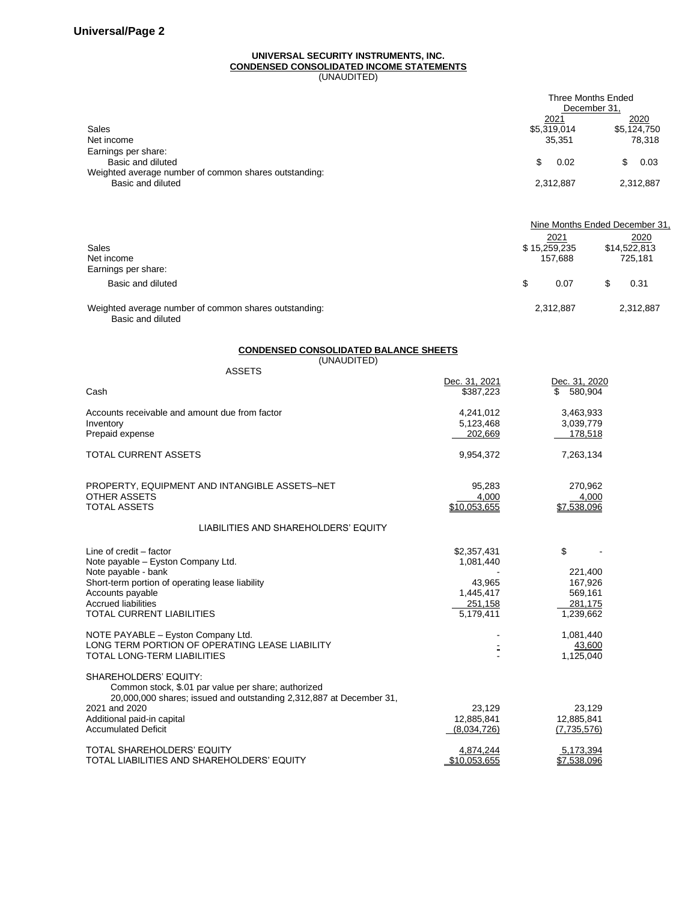**UNIVERSAL SECURITY INSTRUMENTS, INC.**
**CONDENSED CONSOLIDATED INCOME STATEMENTS**
(UNAUDITED)

| | Three Months Ended December 31, | |
|---|---|---|
| | 2021 | 2020 |
| Sales | $5,319,014 | $5,124,750 |
| Net income | 35,351 | 78,318 |
| Earnings per share: | | |
| Basic and diluted | $ 0.02 | $ 0.03 |
| Weighted average number of common shares outstanding: | | |
| Basic and diluted | 2,312,887 | 2,312,887 |

| | Nine Months Ended December 31, | |
|---|---|---|
| | 2021 | 2020 |
| Sales | $ 15,259,235 | $14,522,813 |
| Net income | 157,688 | 725,181 |
| Earnings per share: | | |
| Basic and diluted | $ 0.07 | $ 0.31 |
| Weighted average number of common shares outstanding: Basic and diluted | 2,312,887 | 2,312,887 |

**CONDENSED CONSOLIDATED BALANCE SHEETS**
(UNAUDITED)

| ASSETS | Dec. 31, 2021 | Dec. 31, 2020 |
|---|---|---|
| Cash | $387,223 | $ 580,904 |
| Accounts receivable and amount due from factor | 4,241,012 | 3,463,933 |
| Inventory | 5,123,468 | 3,039,779 |
| Prepaid expense | 202,669 | 178,518 |
| TOTAL CURRENT ASSETS | 9,954,372 | 7,263,134 |
| PROPERTY, EQUIPMENT AND INTANGIBLE ASSETS–NET | 95,283 | 270,962 |
| OTHER ASSETS | 4,000 | 4,000 |
| TOTAL ASSETS | $10,053,655 | $7,538,096 |
| **LIABILITIES AND SHAREHOLDERS' EQUITY** | | |
| Line of credit – factor | $2,357,431 | $ - |
| Note payable – Eyston Company Ltd. | 1,081,440 | |
| Note payable - bank | - | 221,400 |
| Short-term portion of operating lease liability | 43,965 | 167,926 |
| Accounts payable | 1,445,417 | 569,161 |
| Accrued liabilities | 251,158 | 281,175 |
| TOTAL CURRENT LIABILITIES | 5,179,411 | 1,239,662 |
| NOTE PAYABLE – Eyston Company Ltd. | - | 1,081,440 |
| LONG TERM PORTION OF OPERATING LEASE LIABILITY | - | 43,600 |
| TOTAL LONG-TERM LIABILITIES | - | 1,125,040 |
| SHAREHOLDERS' EQUITY: | | |
| Common stock, $.01 par value per share; authorized 20,000,000 shares; issued and outstanding 2,312,887 at December 31, 2021 and 2020 | 23,129 | 23,129 |
| Additional paid-in capital | 12,885,841 | 12,885,841 |
| Accumulated Deficit | (8,034,726) | (7,735,576) |
| TOTAL SHAREHOLDERS' EQUITY | 4,874,244 | 5,173,394 |
| TOTAL LIABILITIES AND SHAREHOLDERS' EQUITY | $10,053,655 | $7,538,096 |